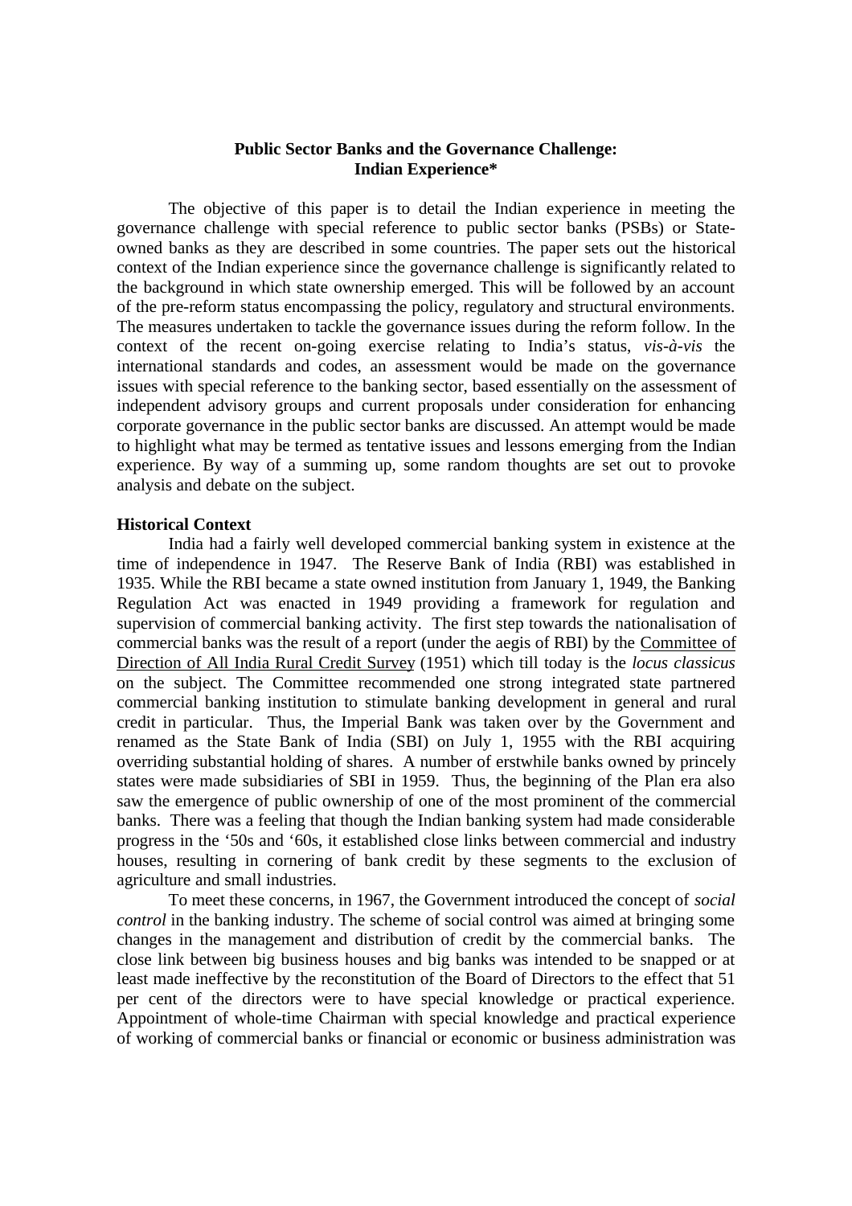**Public Sector Banks and the Governance Challenge:
Indian Experience***

The objective of this paper is to detail the Indian experience in meeting the governance challenge with special reference to public sector banks (PSBs) or State-owned banks as they are described in some countries. The paper sets out the historical context of the Indian experience since the governance challenge is significantly related to the background in which state ownership emerged. This will be followed by an account of the pre-reform status encompassing the policy, regulatory and structural environments. The measures undertaken to tackle the governance issues during the reform follow. In the context of the recent on-going exercise relating to India's status, *vis-à-vis* the international standards and codes, an assessment would be made on the governance issues with special reference to the banking sector, based essentially on the assessment of independent advisory groups and current proposals under consideration for enhancing corporate governance in the public sector banks are discussed. An attempt would be made to highlight what may be termed as tentative issues and lessons emerging from the Indian experience. By way of a summing up, some random thoughts are set out to provoke analysis and debate on the subject.

**Historical Context**

India had a fairly well developed commercial banking system in existence at the time of independence in 1947. The Reserve Bank of India (RBI) was established in 1935. While the RBI became a state owned institution from January 1, 1949, the Banking Regulation Act was enacted in 1949 providing a framework for regulation and supervision of commercial banking activity. The first step towards the nationalisation of commercial banks was the result of a report (under the aegis of RBI) by the Committee of Direction of All India Rural Credit Survey (1951) which till today is the *locus classicus* on the subject. The Committee recommended one strong integrated state partnered commercial banking institution to stimulate banking development in general and rural credit in particular. Thus, the Imperial Bank was taken over by the Government and renamed as the State Bank of India (SBI) on July 1, 1955 with the RBI acquiring overriding substantial holding of shares. A number of erstwhile banks owned by princely states were made subsidiaries of SBI in 1959. Thus, the beginning of the Plan era also saw the emergence of public ownership of one of the most prominent of the commercial banks. There was a feeling that though the Indian banking system had made considerable progress in the '50s and '60s, it established close links between commercial and industry houses, resulting in cornering of bank credit by these segments to the exclusion of agriculture and small industries.

To meet these concerns, in 1967, the Government introduced the concept of *social control* in the banking industry. The scheme of social control was aimed at bringing some changes in the management and distribution of credit by the commercial banks. The close link between big business houses and big banks was intended to be snapped or at least made ineffective by the reconstitution of the Board of Directors to the effect that 51 per cent of the directors were to have special knowledge or practical experience. Appointment of whole-time Chairman with special knowledge and practical experience of working of commercial banks or financial or economic or business administration was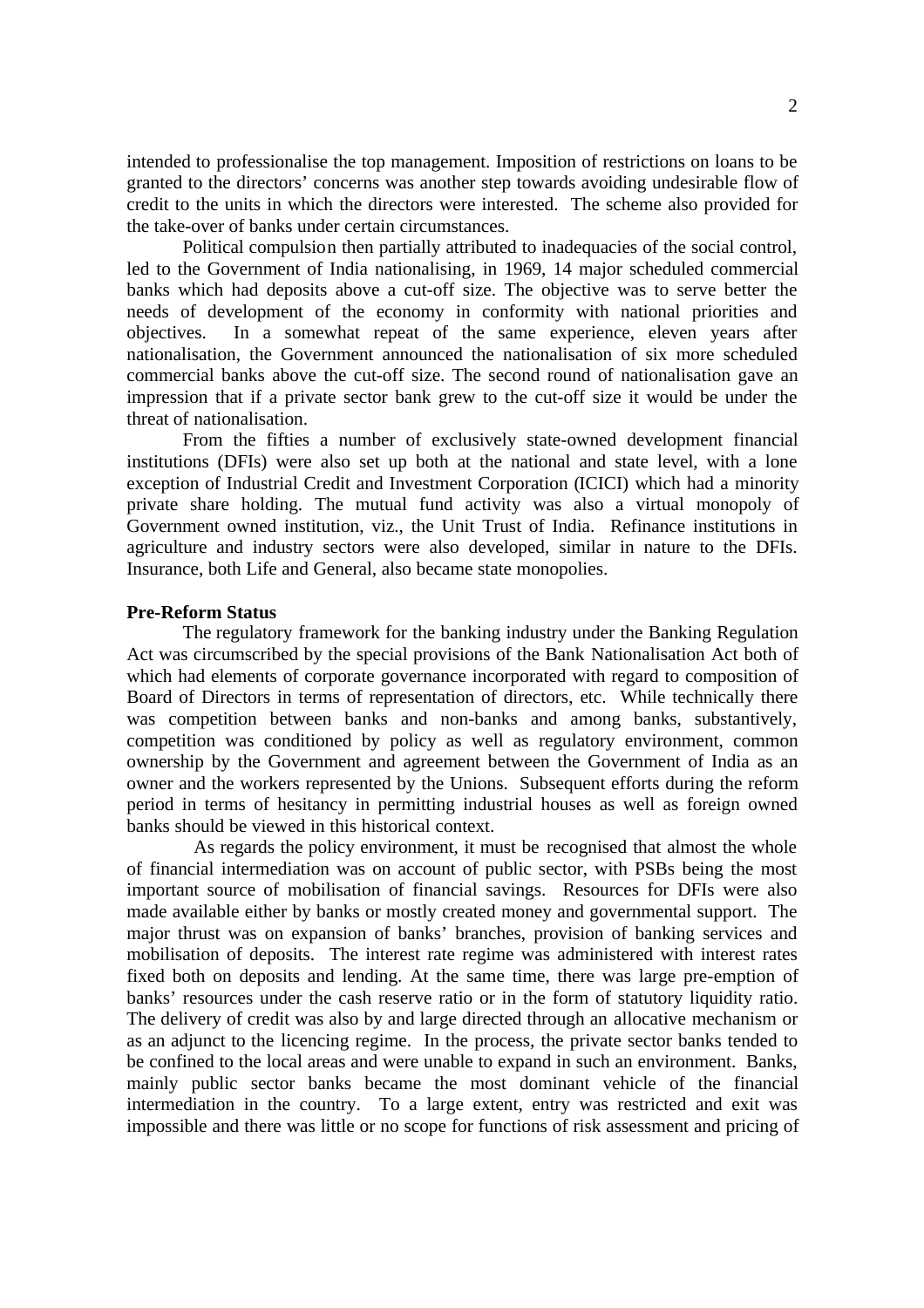intended to professionalise the top management. Imposition of restrictions on loans to be granted to the directors' concerns was another step towards avoiding undesirable flow of credit to the units in which the directors were interested. The scheme also provided for the take-over of banks under certain circumstances.

Political compulsion then partially attributed to inadequacies of the social control, led to the Government of India nationalising, in 1969, 14 major scheduled commercial banks which had deposits above a cut-off size. The objective was to serve better the needs of development of the economy in conformity with national priorities and objectives. In a somewhat repeat of the same experience, eleven years after nationalisation, the Government announced the nationalisation of six more scheduled commercial banks above the cut-off size. The second round of nationalisation gave an impression that if a private sector bank grew to the cut-off size it would be under the threat of nationalisation.

From the fifties a number of exclusively state-owned development financial institutions (DFIs) were also set up both at the national and state level, with a lone exception of Industrial Credit and Investment Corporation (ICICI) which had a minority private share holding. The mutual fund activity was also a virtual monopoly of Government owned institution, viz., the Unit Trust of India. Refinance institutions in agriculture and industry sectors were also developed, similar in nature to the DFIs. Insurance, both Life and General, also became state monopolies.

**Pre-Reform Status**

The regulatory framework for the banking industry under the Banking Regulation Act was circumscribed by the special provisions of the Bank Nationalisation Act both of which had elements of corporate governance incorporated with regard to composition of Board of Directors in terms of representation of directors, etc. While technically there was competition between banks and non-banks and among banks, substantively, competition was conditioned by policy as well as regulatory environment, common ownership by the Government and agreement between the Government of India as an owner and the workers represented by the Unions. Subsequent efforts during the reform period in terms of hesitancy in permitting industrial houses as well as foreign owned banks should be viewed in this historical context.

As regards the policy environment, it must be recognised that almost the whole of financial intermediation was on account of public sector, with PSBs being the most important source of mobilisation of financial savings. Resources for DFIs were also made available either by banks or mostly created money and governmental support. The major thrust was on expansion of banks' branches, provision of banking services and mobilisation of deposits. The interest rate regime was administered with interest rates fixed both on deposits and lending. At the same time, there was large pre-emption of banks' resources under the cash reserve ratio or in the form of statutory liquidity ratio. The delivery of credit was also by and large directed through an allocative mechanism or as an adjunct to the licencing regime. In the process, the private sector banks tended to be confined to the local areas and were unable to expand in such an environment. Banks, mainly public sector banks became the most dominant vehicle of the financial intermediation in the country. To a large extent, entry was restricted and exit was impossible and there was little or no scope for functions of risk assessment and pricing of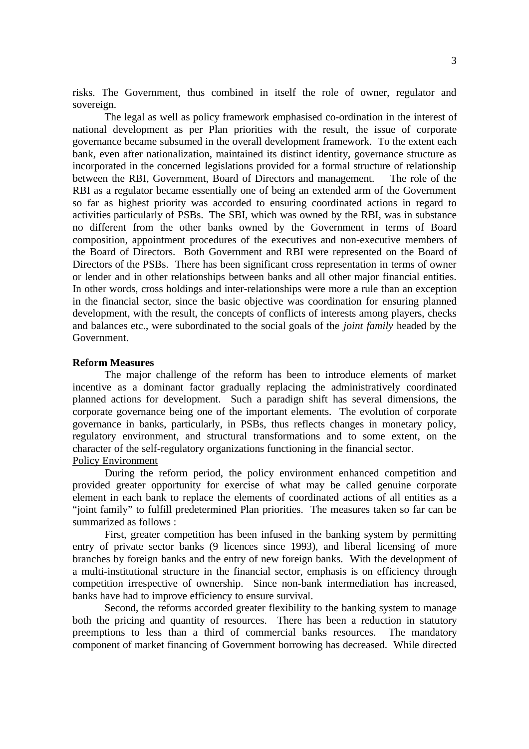risks. The Government, thus combined in itself the role of owner, regulator and sovereign.

The legal as well as policy framework emphasised co-ordination in the interest of national development as per Plan priorities with the result, the issue of corporate governance became subsumed in the overall development framework. To the extent each bank, even after nationalization, maintained its distinct identity, governance structure as incorporated in the concerned legislations provided for a formal structure of relationship between the RBI, Government, Board of Directors and management. The role of the RBI as a regulator became essentially one of being an extended arm of the Government so far as highest priority was accorded to ensuring coordinated actions in regard to activities particularly of PSBs. The SBI, which was owned by the RBI, was in substance no different from the other banks owned by the Government in terms of Board composition, appointment procedures of the executives and non-executive members of the Board of Directors. Both Government and RBI were represented on the Board of Directors of the PSBs. There has been significant cross representation in terms of owner or lender and in other relationships between banks and all other major financial entities. In other words, cross holdings and inter-relationships were more a rule than an exception in the financial sector, since the basic objective was coordination for ensuring planned development, with the result, the concepts of conflicts of interests among players, checks and balances etc., were subordinated to the social goals of the *joint family* headed by the Government.

**Reform Measures**

The major challenge of the reform has been to introduce elements of market incentive as a dominant factor gradually replacing the administratively coordinated planned actions for development. Such a paradign shift has several dimensions, the corporate governance being one of the important elements. The evolution of corporate governance in banks, particularly, in PSBs, thus reflects changes in monetary policy, regulatory environment, and structural transformations and to some extent, on the character of the self-regulatory organizations functioning in the financial sector.

Policy Environment

During the reform period, the policy environment enhanced competition and provided greater opportunity for exercise of what may be called genuine corporate element in each bank to replace the elements of coordinated actions of all entities as a "joint family" to fulfill predetermined Plan priorities. The measures taken so far can be summarized as follows :

First, greater competition has been infused in the banking system by permitting entry of private sector banks (9 licences since 1993), and liberal licensing of more branches by foreign banks and the entry of new foreign banks. With the development of a multi-institutional structure in the financial sector, emphasis is on efficiency through competition irrespective of ownership. Since non-bank intermediation has increased, banks have had to improve efficiency to ensure survival.

Second, the reforms accorded greater flexibility to the banking system to manage both the pricing and quantity of resources. There has been a reduction in statutory preemptions to less than a third of commercial banks resources. The mandatory component of market financing of Government borrowing has decreased. While directed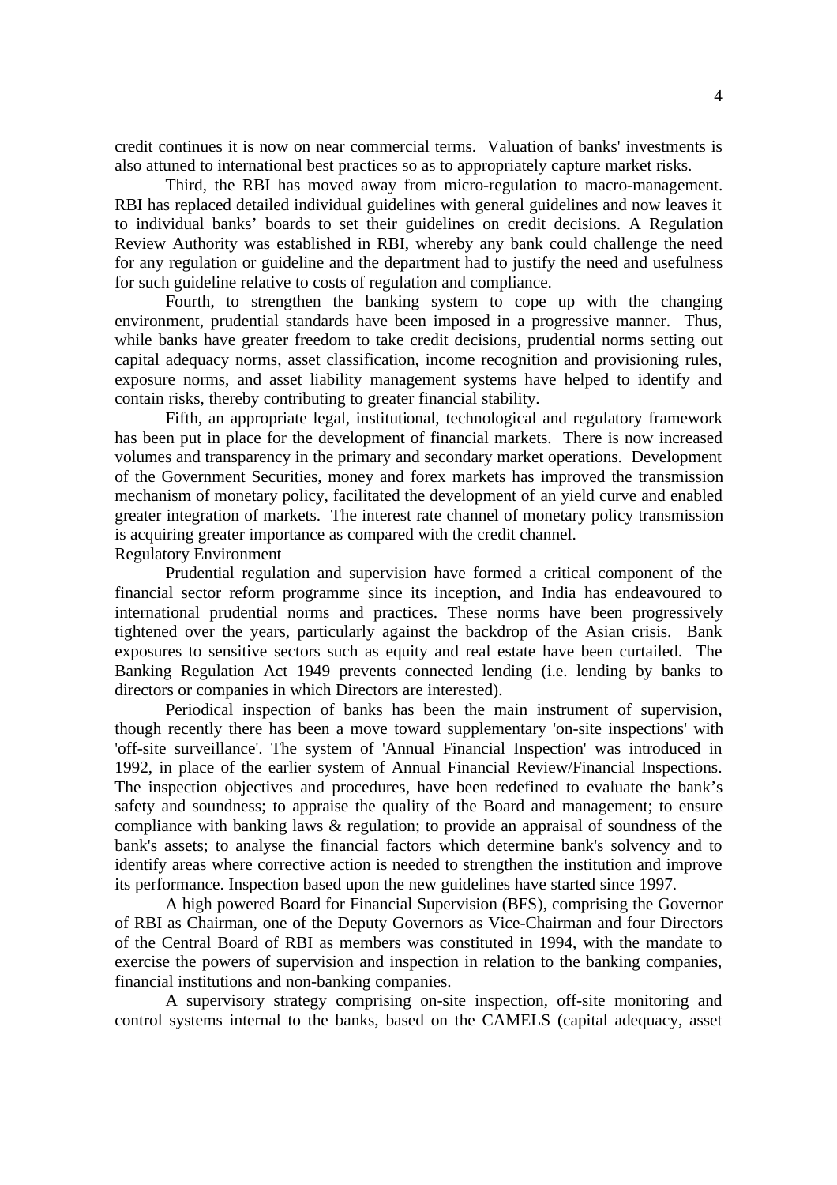credit continues it is now on near commercial terms. Valuation of banks' investments is also attuned to international best practices so as to appropriately capture market risks.

Third, the RBI has moved away from micro-regulation to macro-management. RBI has replaced detailed individual guidelines with general guidelines and now leaves it to individual banks' boards to set their guidelines on credit decisions. A Regulation Review Authority was established in RBI, whereby any bank could challenge the need for any regulation or guideline and the department had to justify the need and usefulness for such guideline relative to costs of regulation and compliance.

Fourth, to strengthen the banking system to cope up with the changing environment, prudential standards have been imposed in a progressive manner. Thus, while banks have greater freedom to take credit decisions, prudential norms setting out capital adequacy norms, asset classification, income recognition and provisioning rules, exposure norms, and asset liability management systems have helped to identify and contain risks, thereby contributing to greater financial stability.

Fifth, an appropriate legal, institutional, technological and regulatory framework has been put in place for the development of financial markets. There is now increased volumes and transparency in the primary and secondary market operations. Development of the Government Securities, money and forex markets has improved the transmission mechanism of monetary policy, facilitated the development of an yield curve and enabled greater integration of markets. The interest rate channel of monetary policy transmission is acquiring greater importance as compared with the credit channel.

Regulatory Environment

Prudential regulation and supervision have formed a critical component of the financial sector reform programme since its inception, and India has endeavoured to international prudential norms and practices. These norms have been progressively tightened over the years, particularly against the backdrop of the Asian crisis. Bank exposures to sensitive sectors such as equity and real estate have been curtailed. The Banking Regulation Act 1949 prevents connected lending (i.e. lending by banks to directors or companies in which Directors are interested).

Periodical inspection of banks has been the main instrument of supervision, though recently there has been a move toward supplementary 'on-site inspections' with 'off-site surveillance'. The system of 'Annual Financial Inspection' was introduced in 1992, in place of the earlier system of Annual Financial Review/Financial Inspections. The inspection objectives and procedures, have been redefined to evaluate the bank's safety and soundness; to appraise the quality of the Board and management; to ensure compliance with banking laws & regulation; to provide an appraisal of soundness of the bank's assets; to analyse the financial factors which determine bank's solvency and to identify areas where corrective action is needed to strengthen the institution and improve its performance. Inspection based upon the new guidelines have started since 1997.

A high powered Board for Financial Supervision (BFS), comprising the Governor of RBI as Chairman, one of the Deputy Governors as Vice-Chairman and four Directors of the Central Board of RBI as members was constituted in 1994, with the mandate to exercise the powers of supervision and inspection in relation to the banking companies, financial institutions and non-banking companies.

A supervisory strategy comprising on-site inspection, off-site monitoring and control systems internal to the banks, based on the CAMELS (capital adequacy, asset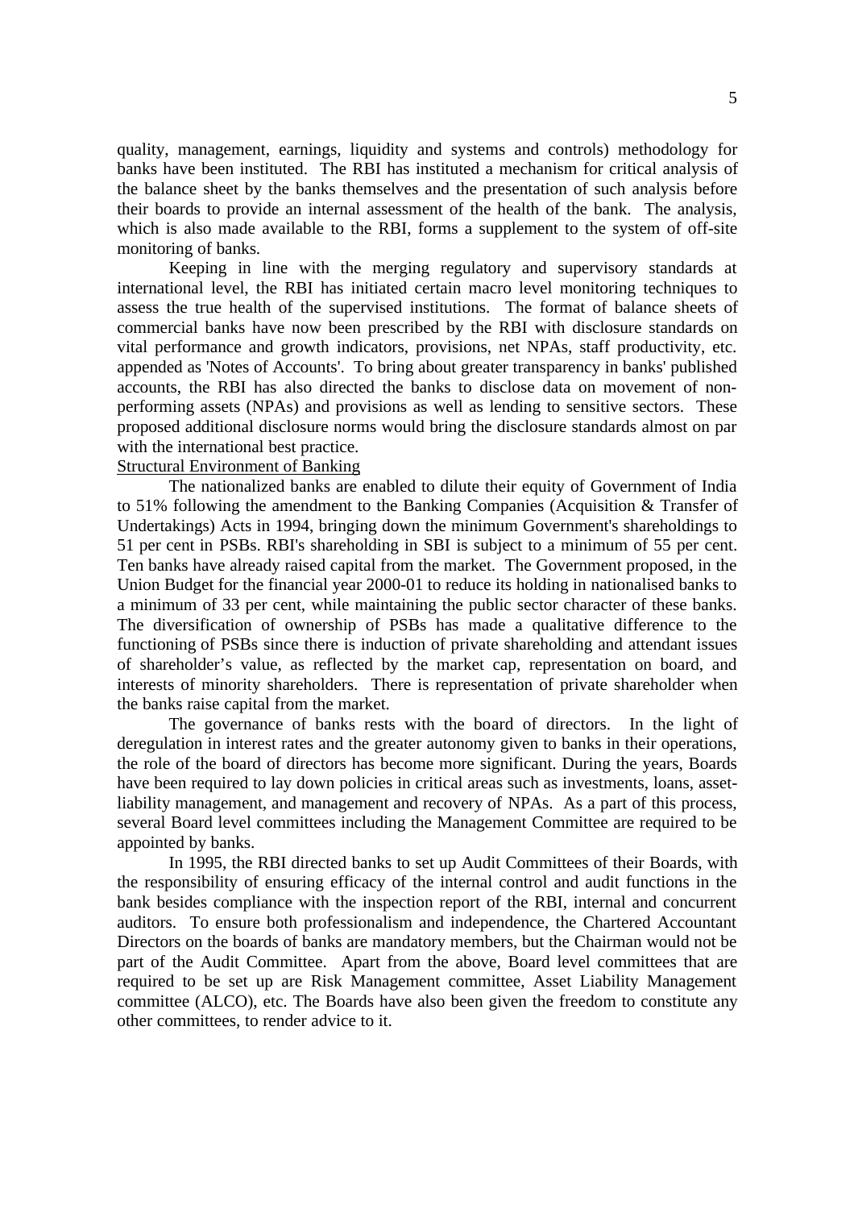quality, management, earnings, liquidity and systems and controls) methodology for banks have been instituted. The RBI has instituted a mechanism for critical analysis of the balance sheet by the banks themselves and the presentation of such analysis before their boards to provide an internal assessment of the health of the bank. The analysis, which is also made available to the RBI, forms a supplement to the system of off-site monitoring of banks.

Keeping in line with the merging regulatory and supervisory standards at international level, the RBI has initiated certain macro level monitoring techniques to assess the true health of the supervised institutions. The format of balance sheets of commercial banks have now been prescribed by the RBI with disclosure standards on vital performance and growth indicators, provisions, net NPAs, staff productivity, etc. appended as 'Notes of Accounts'. To bring about greater transparency in banks' published accounts, the RBI has also directed the banks to disclose data on movement of non-performing assets (NPAs) and provisions as well as lending to sensitive sectors. These proposed additional disclosure norms would bring the disclosure standards almost on par with the international best practice.

<u>Structural Environment of Banking</u>

The nationalized banks are enabled to dilute their equity of Government of India to 51% following the amendment to the Banking Companies (Acquisition & Transfer of Undertakings) Acts in 1994, bringing down the minimum Government's shareholdings to 51 per cent in PSBs. RBI's shareholding in SBI is subject to a minimum of 55 per cent. Ten banks have already raised capital from the market. The Government proposed, in the Union Budget for the financial year 2000-01 to reduce its holding in nationalised banks to a minimum of 33 per cent, while maintaining the public sector character of these banks. The diversification of ownership of PSBs has made a qualitative difference to the functioning of PSBs since there is induction of private shareholding and attendant issues of shareholder's value, as reflected by the market cap, representation on board, and interests of minority shareholders. There is representation of private shareholder when the banks raise capital from the market.

The governance of banks rests with the board of directors. In the light of deregulation in interest rates and the greater autonomy given to banks in their operations, the role of the board of directors has become more significant. During the years, Boards have been required to lay down policies in critical areas such as investments, loans, asset-liability management, and management and recovery of NPAs. As a part of this process, several Board level committees including the Management Committee are required to be appointed by banks.

In 1995, the RBI directed banks to set up Audit Committees of their Boards, with the responsibility of ensuring efficacy of the internal control and audit functions in the bank besides compliance with the inspection report of the RBI, internal and concurrent auditors. To ensure both professionalism and independence, the Chartered Accountant Directors on the boards of banks are mandatory members, but the Chairman would not be part of the Audit Committee. Apart from the above, Board level committees that are required to be set up are Risk Management committee, Asset Liability Management committee (ALCO), etc. The Boards have also been given the freedom to constitute any other committees, to render advice to it.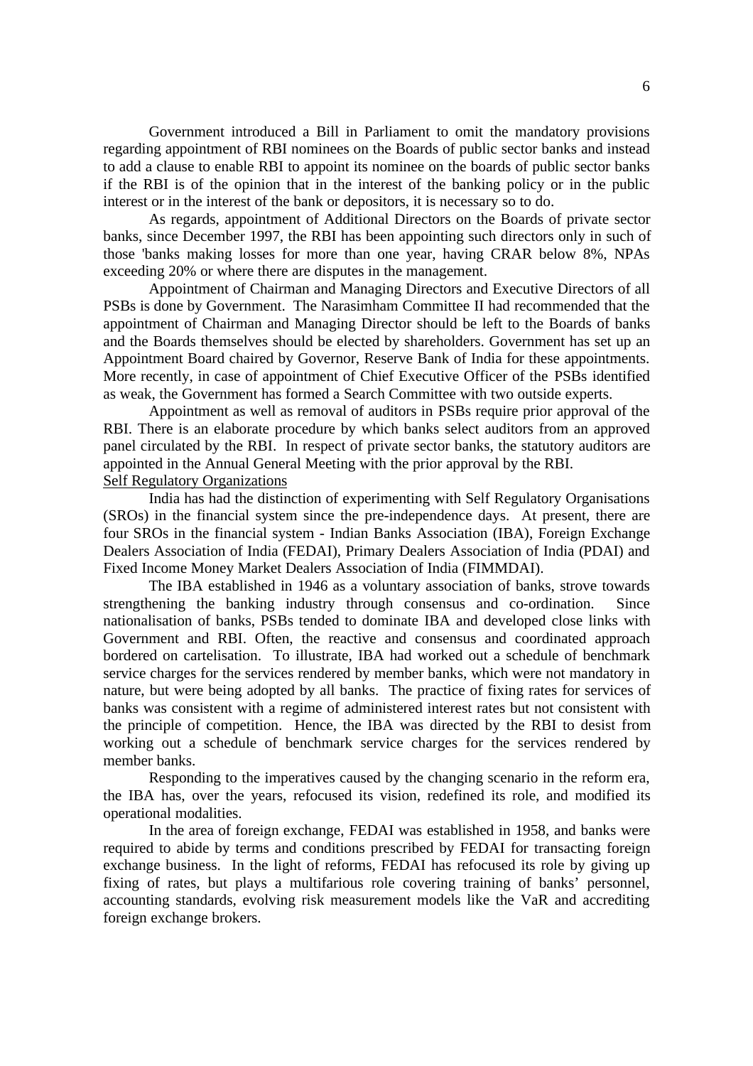Government introduced a Bill in Parliament to omit the mandatory provisions regarding appointment of RBI nominees on the Boards of public sector banks and instead to add a clause to enable RBI to appoint its nominee on the boards of public sector banks if the RBI is of the opinion that in the interest of the banking policy or in the public interest or in the interest of the bank or depositors, it is necessary so to do.

As regards, appointment of Additional Directors on the Boards of private sector banks, since December 1997, the RBI has been appointing such directors only in such of those 'banks making losses for more than one year, having CRAR below 8%, NPAs exceeding 20% or where there are disputes in the management.

Appointment of Chairman and Managing Directors and Executive Directors of all PSBs is done by Government. The Narasimham Committee II had recommended that the appointment of Chairman and Managing Director should be left to the Boards of banks and the Boards themselves should be elected by shareholders. Government has set up an Appointment Board chaired by Governor, Reserve Bank of India for these appointments. More recently, in case of appointment of Chief Executive Officer of the PSBs identified as weak, the Government has formed a Search Committee with two outside experts.

Appointment as well as removal of auditors in PSBs require prior approval of the RBI. There is an elaborate procedure by which banks select auditors from an approved panel circulated by the RBI. In respect of private sector banks, the statutory auditors are appointed in the Annual General Meeting with the prior approval by the RBI.

Self Regulatory Organizations

India has had the distinction of experimenting with Self Regulatory Organisations (SROs) in the financial system since the pre-independence days. At present, there are four SROs in the financial system - Indian Banks Association (IBA), Foreign Exchange Dealers Association of India (FEDAI), Primary Dealers Association of India (PDAI) and Fixed Income Money Market Dealers Association of India (FIMMDAI).

The IBA established in 1946 as a voluntary association of banks, strove towards strengthening the banking industry through consensus and co-ordination. Since nationalisation of banks, PSBs tended to dominate IBA and developed close links with Government and RBI. Often, the reactive and consensus and coordinated approach bordered on cartelisation. To illustrate, IBA had worked out a schedule of benchmark service charges for the services rendered by member banks, which were not mandatory in nature, but were being adopted by all banks. The practice of fixing rates for services of banks was consistent with a regime of administered interest rates but not consistent with the principle of competition. Hence, the IBA was directed by the RBI to desist from working out a schedule of benchmark service charges for the services rendered by member banks.

Responding to the imperatives caused by the changing scenario in the reform era, the IBA has, over the years, refocused its vision, redefined its role, and modified its operational modalities.

In the area of foreign exchange, FEDAI was established in 1958, and banks were required to abide by terms and conditions prescribed by FEDAI for transacting foreign exchange business. In the light of reforms, FEDAI has refocused its role by giving up fixing of rates, but plays a multifarious role covering training of banks' personnel, accounting standards, evolving risk measurement models like the VaR and accrediting foreign exchange brokers.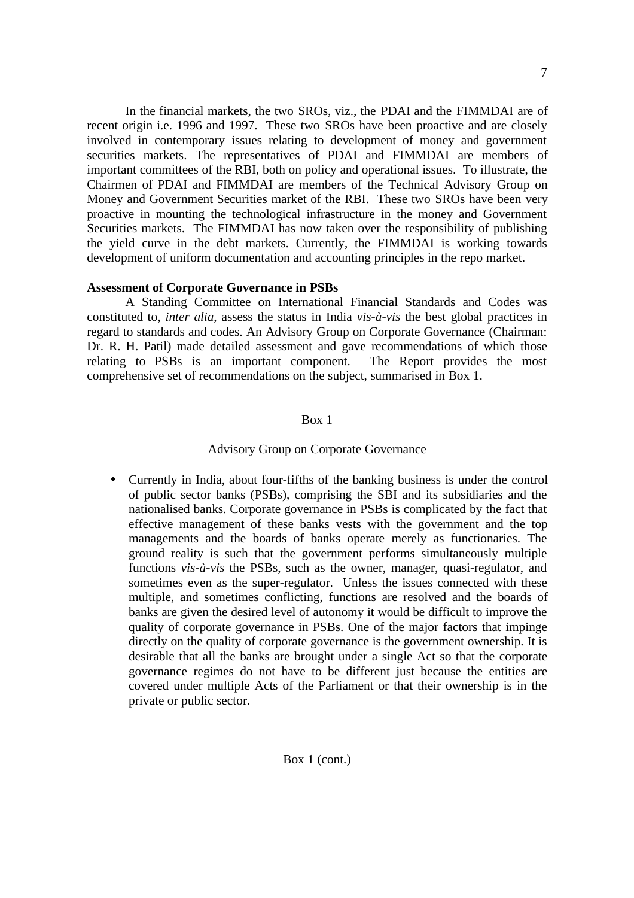In the financial markets, the two SROs, viz., the PDAI and the FIMMDAI are of recent origin i.e. 1996 and 1997. These two SROs have been proactive and are closely involved in contemporary issues relating to development of money and government securities markets. The representatives of PDAI and FIMMDAI are members of important committees of the RBI, both on policy and operational issues. To illustrate, the Chairmen of PDAI and FIMMDAI are members of the Technical Advisory Group on Money and Government Securities market of the RBI. These two SROs have been very proactive in mounting the technological infrastructure in the money and Government Securities markets. The FIMMDAI has now taken over the responsibility of publishing the yield curve in the debt markets. Currently, the FIMMDAI is working towards development of uniform documentation and accounting principles in the repo market.

**Assessment of Corporate Governance in PSBs**

A Standing Committee on International Financial Standards and Codes was constituted to, *inter alia*, assess the status in India *vis-à-vis* the best global practices in regard to standards and codes. An Advisory Group on Corporate Governance (Chairman: Dr. R. H. Patil) made detailed assessment and gave recommendations of which those relating to PSBs is an important component. The Report provides the most comprehensive set of recommendations on the subject, summarised in Box 1.

Box 1

Advisory Group on Corporate Governance

- Currently in India, about four-fifths of the banking business is under the control of public sector banks (PSBs), comprising the SBI and its subsidiaries and the nationalised banks. Corporate governance in PSBs is complicated by the fact that effective management of these banks vests with the government and the top managements and the boards of banks operate merely as functionaries. The ground reality is such that the government performs simultaneously multiple functions *vis-à-vis* the PSBs, such as the owner, manager, quasi-regulator, and sometimes even as the super-regulator. Unless the issues connected with these multiple, and sometimes conflicting, functions are resolved and the boards of banks are given the desired level of autonomy it would be difficult to improve the quality of corporate governance in PSBs. One of the major factors that impinge directly on the quality of corporate governance is the government ownership. It is desirable that all the banks are brought under a single Act so that the corporate governance regimes do not have to be different just because the entities are covered under multiple Acts of the Parliament or that their ownership is in the private or public sector.

Box 1 (cont.)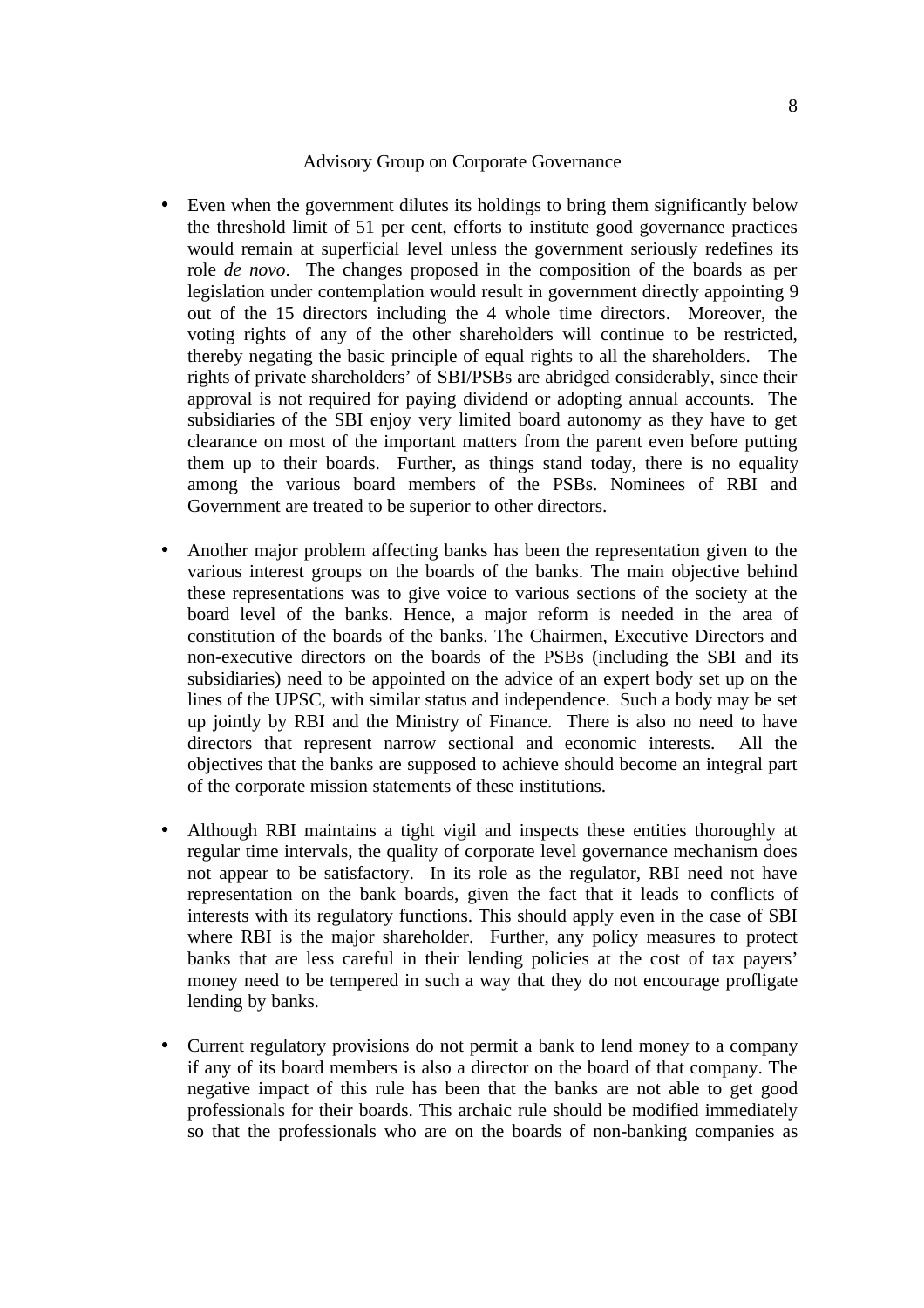- Even when the government dilutes its holdings to bring them significantly below the threshold limit of 51 per cent, efforts to institute good governance practices would remain at superficial level unless the government seriously redefines its role *de novo*. The changes proposed in the composition of the boards as per legislation under contemplation would result in government directly appointing 9 out of the 15 directors including the 4 whole time directors. Moreover, the voting rights of any of the other shareholders will continue to be restricted, thereby negating the basic principle of equal rights to all the shareholders. The rights of private shareholders' of SBI/PSBs are abridged considerably, since their approval is not required for paying dividend or adopting annual accounts. The subsidiaries of the SBI enjoy very limited board autonomy as they have to get clearance on most of the important matters from the parent even before putting them up to their boards. Further, as things stand today, there is no equality among the various board members of the PSBs. Nominees of RBI and Government are treated to be superior to other directors.

- Another major problem affecting banks has been the representation given to the various interest groups on the boards of the banks. The main objective behind these representations was to give voice to various sections of the society at the board level of the banks. Hence, a major reform is needed in the area of constitution of the boards of the banks. The Chairmen, Executive Directors and non-executive directors on the boards of the PSBs (including the SBI and its subsidiaries) need to be appointed on the advice of an expert body set up on the lines of the UPSC, with similar status and independence. Such a body may be set up jointly by RBI and the Ministry of Finance. There is also no need to have directors that represent narrow sectional and economic interests. All the objectives that the banks are supposed to achieve should become an integral part of the corporate mission statements of these institutions.

- Although RBI maintains a tight vigil and inspects these entities thoroughly at regular time intervals, the quality of corporate level governance mechanism does not appear to be satisfactory. In its role as the regulator, RBI need not have representation on the bank boards, given the fact that it leads to conflicts of interests with its regulatory functions. This should apply even in the case of SBI where RBI is the major shareholder. Further, any policy measures to protect banks that are less careful in their lending policies at the cost of tax payers' money need to be tempered in such a way that they do not encourage profligate lending by banks.

- Current regulatory provisions do not permit a bank to lend money to a company if any of its board members is also a director on the board of that company. The negative impact of this rule has been that the banks are not able to get good professionals for their boards. This archaic rule should be modified immediately so that the professionals who are on the boards of non-banking companies as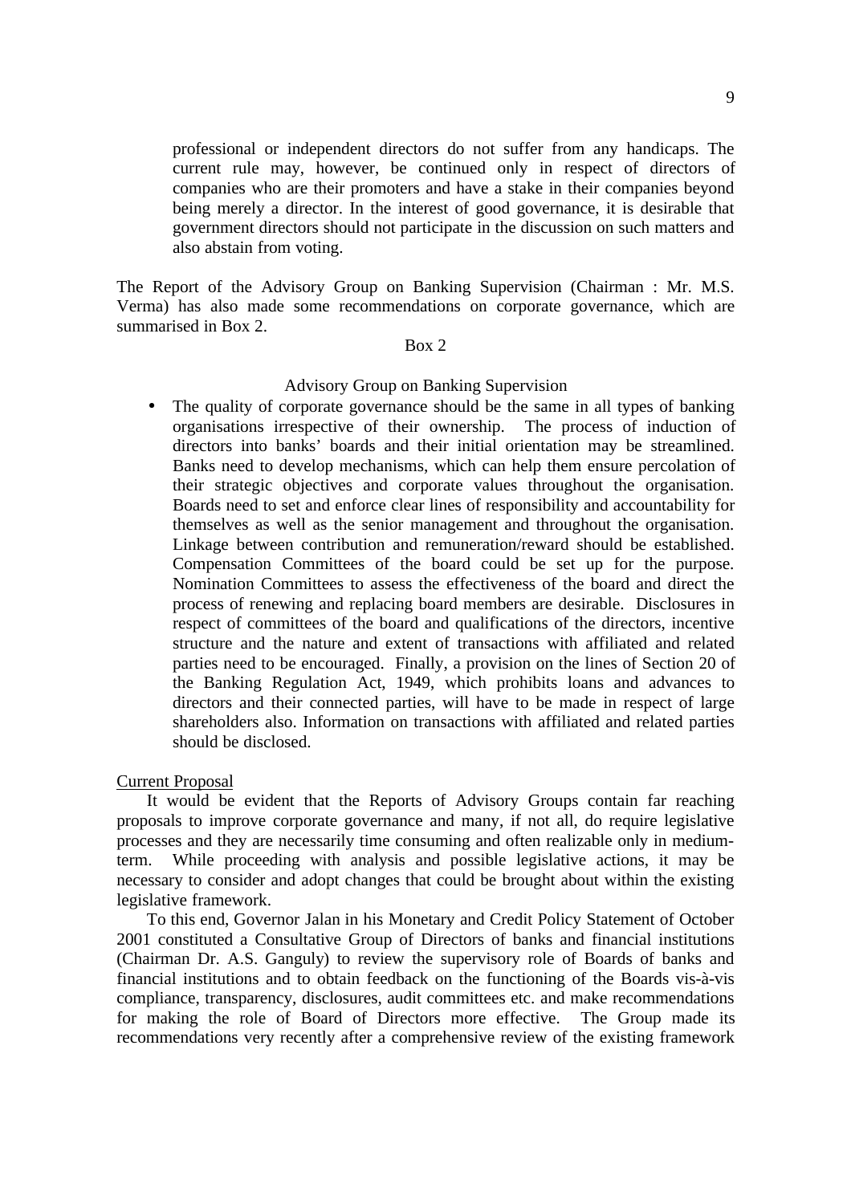professional or independent directors do not suffer from any handicaps. The current rule may, however, be continued only in respect of directors of companies who are their promoters and have a stake in their companies beyond being merely a director. In the interest of good governance, it is desirable that government directors should not participate in the discussion on such matters and also abstain from voting.

The Report of the Advisory Group on Banking Supervision (Chairman : Mr. M.S. Verma) has also made some recommendations on corporate governance, which are summarised in Box 2.

Box 2

Advisory Group on Banking Supervision

- The quality of corporate governance should be the same in all types of banking organisations irrespective of their ownership. The process of induction of directors into banks' boards and their initial orientation may be streamlined. Banks need to develop mechanisms, which can help them ensure percolation of their strategic objectives and corporate values throughout the organisation. Boards need to set and enforce clear lines of responsibility and accountability for themselves as well as the senior management and throughout the organisation. Linkage between contribution and remuneration/reward should be established. Compensation Committees of the board could be set up for the purpose. Nomination Committees to assess the effectiveness of the board and direct the process of renewing and replacing board members are desirable. Disclosures in respect of committees of the board and qualifications of the directors, incentive structure and the nature and extent of transactions with affiliated and related parties need to be encouraged. Finally, a provision on the lines of Section 20 of the Banking Regulation Act, 1949, which prohibits loans and advances to directors and their connected parties, will have to be made in respect of large shareholders also. Information on transactions with affiliated and related parties should be disclosed.

Current Proposal

It would be evident that the Reports of Advisory Groups contain far reaching proposals to improve corporate governance and many, if not all, do require legislative processes and they are necessarily time consuming and often realizable only in medium-term. While proceeding with analysis and possible legislative actions, it may be necessary to consider and adopt changes that could be brought about within the existing legislative framework.

To this end, Governor Jalan in his Monetary and Credit Policy Statement of October 2001 constituted a Consultative Group of Directors of banks and financial institutions (Chairman Dr. A.S. Ganguly) to review the supervisory role of Boards of banks and financial institutions and to obtain feedback on the functioning of the Boards vis-à-vis compliance, transparency, disclosures, audit committees etc. and make recommendations for making the role of Board of Directors more effective. The Group made its recommendations very recently after a comprehensive review of the existing framework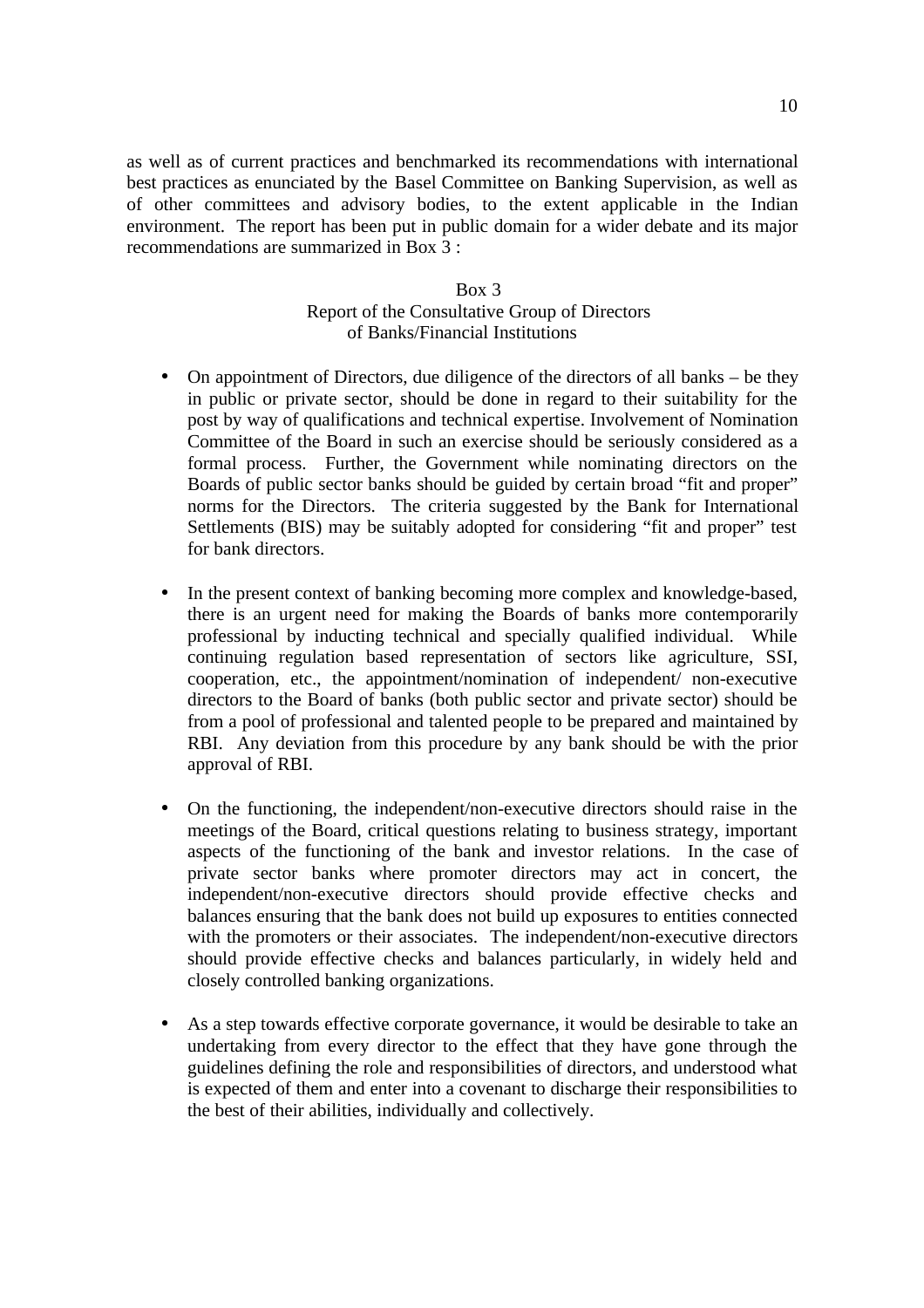as well as of current practices and benchmarked its recommendations with international best practices as enunciated by the Basel Committee on Banking Supervision, as well as of other committees and advisory bodies, to the extent applicable in the Indian environment. The report has been put in public domain for a wider debate and its major recommendations are summarized in Box 3 :

**Box 3**
**Report of the Consultative Group of Directors of Banks/Financial Institutions**

- On appointment of Directors, due diligence of the directors of all banks – be they in public or private sector, should be done in regard to their suitability for the post by way of qualifications and technical expertise. Involvement of Nomination Committee of the Board in such an exercise should be seriously considered as a formal process. Further, the Government while nominating directors on the Boards of public sector banks should be guided by certain broad "fit and proper" norms for the Directors. The criteria suggested by the Bank for International Settlements (BIS) may be suitably adopted for considering "fit and proper" test for bank directors.

- In the present context of banking becoming more complex and knowledge-based, there is an urgent need for making the Boards of banks more contemporarily professional by inducting technical and specially qualified individual. While continuing regulation based representation of sectors like agriculture, SSI, cooperation, etc., the appointment/nomination of independent/ non-executive directors to the Board of banks (both public sector and private sector) should be from a pool of professional and talented people to be prepared and maintained by RBI. Any deviation from this procedure by any bank should be with the prior approval of RBI.

- On the functioning, the independent/non-executive directors should raise in the meetings of the Board, critical questions relating to business strategy, important aspects of the functioning of the bank and investor relations. In the case of private sector banks where promoter directors may act in concert, the independent/non-executive directors should provide effective checks and balances ensuring that the bank does not build up exposures to entities connected with the promoters or their associates. The independent/non-executive directors should provide effective checks and balances particularly, in widely held and closely controlled banking organizations.

- As a step towards effective corporate governance, it would be desirable to take an undertaking from every director to the effect that they have gone through the guidelines defining the role and responsibilities of directors, and understood what is expected of them and enter into a covenant to discharge their responsibilities to the best of their abilities, individually and collectively.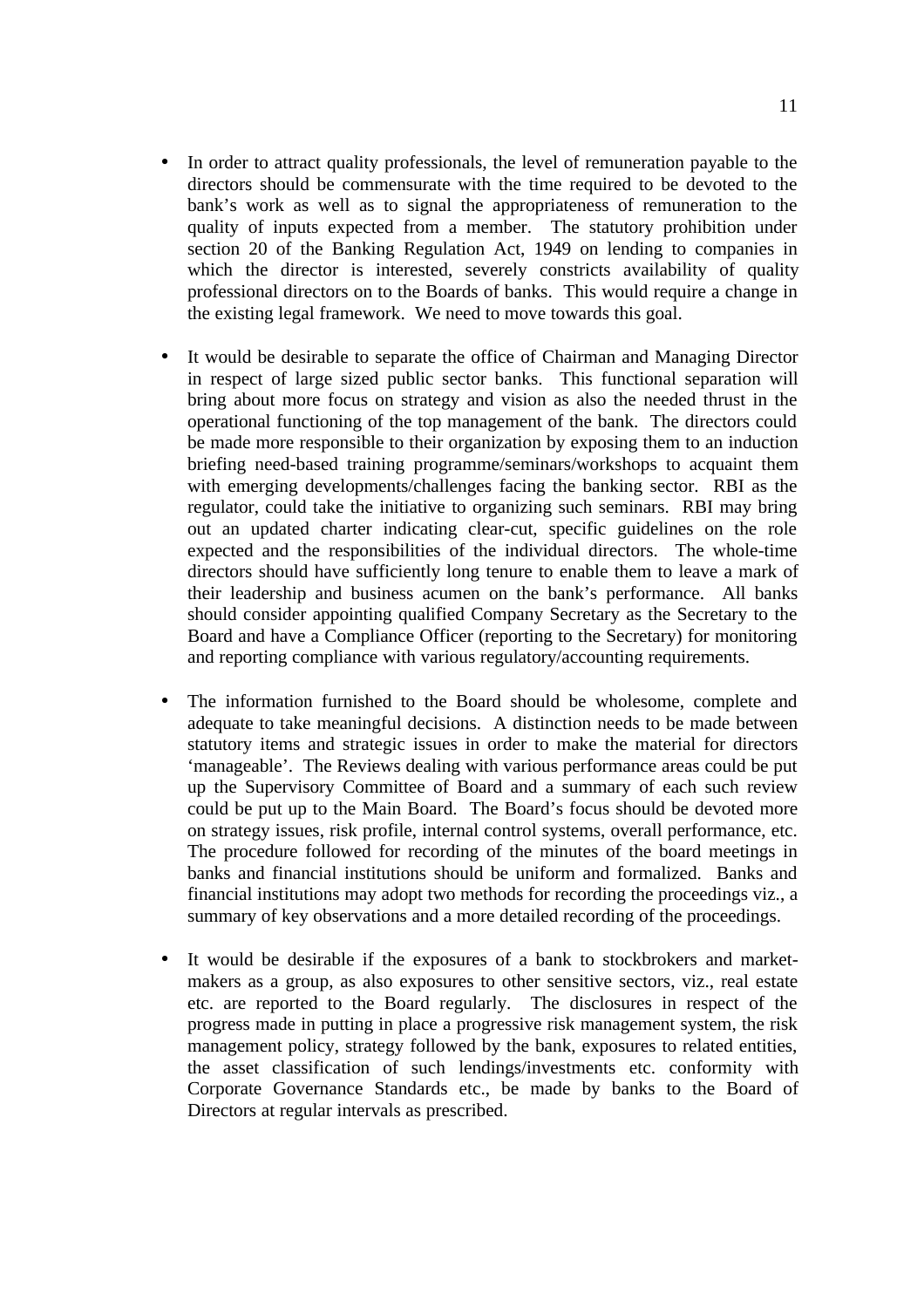- In order to attract quality professionals, the level of remuneration payable to the directors should be commensurate with the time required to be devoted to the bank's work as well as to signal the appropriateness of remuneration to the quality of inputs expected from a member. The statutory prohibition under section 20 of the Banking Regulation Act, 1949 on lending to companies in which the director is interested, severely constricts availability of quality professional directors on to the Boards of banks. This would require a change in the existing legal framework. We need to move towards this goal.

- It would be desirable to separate the office of Chairman and Managing Director in respect of large sized public sector banks. This functional separation will bring about more focus on strategy and vision as also the needed thrust in the operational functioning of the top management of the bank. The directors could be made more responsible to their organization by exposing them to an induction briefing need-based training programme/seminars/workshops to acquaint them with emerging developments/challenges facing the banking sector. RBI as the regulator, could take the initiative to organizing such seminars. RBI may bring out an updated charter indicating clear-cut, specific guidelines on the role expected and the responsibilities of the individual directors. The whole-time directors should have sufficiently long tenure to enable them to leave a mark of their leadership and business acumen on the bank's performance. All banks should consider appointing qualified Company Secretary as the Secretary to the Board and have a Compliance Officer (reporting to the Secretary) for monitoring and reporting compliance with various regulatory/accounting requirements.

- The information furnished to the Board should be wholesome, complete and adequate to take meaningful decisions. A distinction needs to be made between statutory items and strategic issues in order to make the material for directors 'manageable'. The Reviews dealing with various performance areas could be put up the Supervisory Committee of Board and a summary of each such review could be put up to the Main Board. The Board's focus should be devoted more on strategy issues, risk profile, internal control systems, overall performance, etc. The procedure followed for recording of the minutes of the board meetings in banks and financial institutions should be uniform and formalized. Banks and financial institutions may adopt two methods for recording the proceedings viz., a summary of key observations and a more detailed recording of the proceedings.

- It would be desirable if the exposures of a bank to stockbrokers and market-makers as a group, as also exposures to other sensitive sectors, viz., real estate etc. are reported to the Board regularly. The disclosures in respect of the progress made in putting in place a progressive risk management system, the risk management policy, strategy followed by the bank, exposures to related entities, the asset classification of such lendings/investments etc. conformity with Corporate Governance Standards etc., be made by banks to the Board of Directors at regular intervals as prescribed.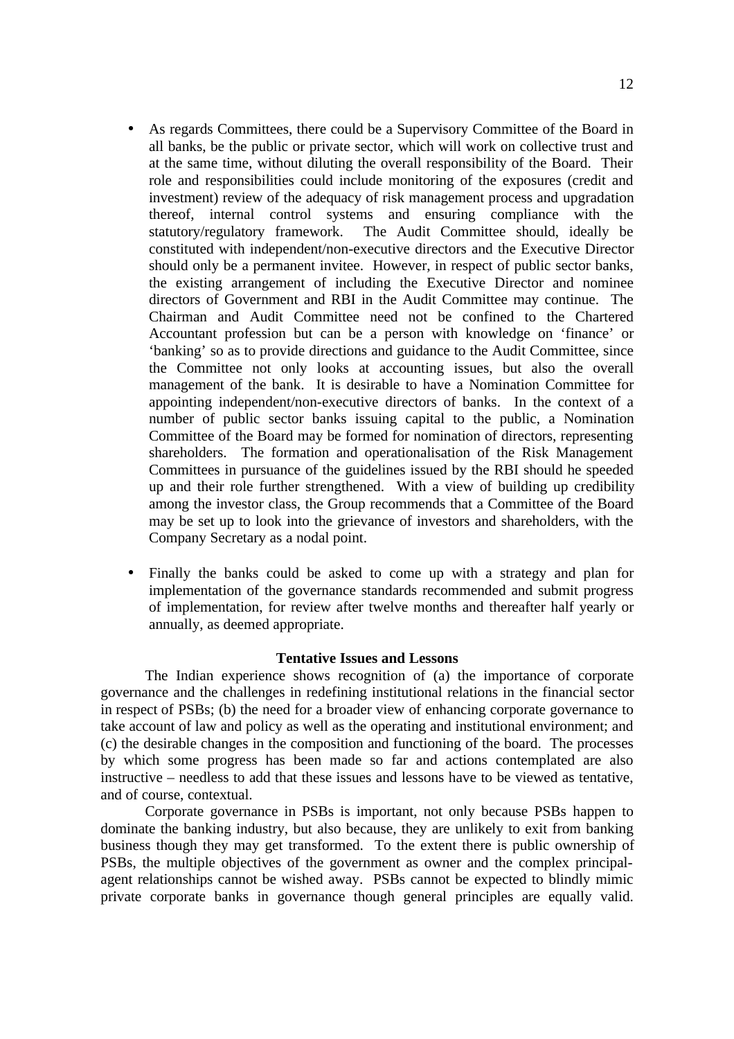- As regards Committees, there could be a Supervisory Committee of the Board in all banks, be the public or private sector, which will work on collective trust and at the same time, without diluting the overall responsibility of the Board. Their role and responsibilities could include monitoring of the exposures (credit and investment) review of the adequacy of risk management process and upgradation thereof, internal control systems and ensuring compliance with the statutory/regulatory framework. The Audit Committee should, ideally be constituted with independent/non-executive directors and the Executive Director should only be a permanent invitee. However, in respect of public sector banks, the existing arrangement of including the Executive Director and nominee directors of Government and RBI in the Audit Committee may continue. The Chairman and Audit Committee need not be confined to the Chartered Accountant profession but can be a person with knowledge on 'finance' or 'banking' so as to provide directions and guidance to the Audit Committee, since the Committee not only looks at accounting issues, but also the overall management of the bank. It is desirable to have a Nomination Committee for appointing independent/non-executive directors of banks. In the context of a number of public sector banks issuing capital to the public, a Nomination Committee of the Board may be formed for nomination of directors, representing shareholders. The formation and operationalisation of the Risk Management Committees in pursuance of the guidelines issued by the RBI should he speeded up and their role further strengthened. With a view of building up credibility among the investor class, the Group recommends that a Committee of the Board may be set up to look into the grievance of investors and shareholders, with the Company Secretary as a nodal point.

- Finally the banks could be asked to come up with a strategy and plan for implementation of the governance standards recommended and submit progress of implementation, for review after twelve months and thereafter half yearly or annually, as deemed appropriate.

**Tentative Issues and Lessons**

The Indian experience shows recognition of (a) the importance of corporate governance and the challenges in redefining institutional relations in the financial sector in respect of PSBs; (b) the need for a broader view of enhancing corporate governance to take account of law and policy as well as the operating and institutional environment; and (c) the desirable changes in the composition and functioning of the board. The processes by which some progress has been made so far and actions contemplated are also instructive – needless to add that these issues and lessons have to be viewed as tentative, and of course, contextual.

Corporate governance in PSBs is important, not only because PSBs happen to dominate the banking industry, but also because, they are unlikely to exit from banking business though they may get transformed. To the extent there is public ownership of PSBs, the multiple objectives of the government as owner and the complex principal-agent relationships cannot be wished away. PSBs cannot be expected to blindly mimic private corporate banks in governance though general principles are equally valid.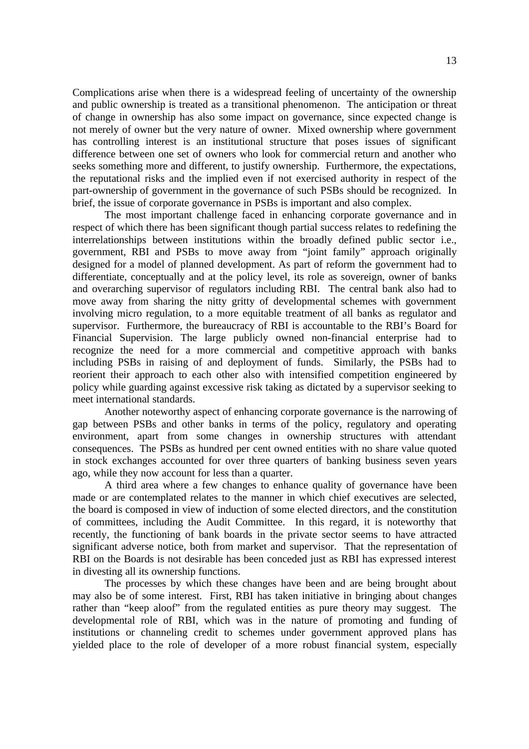Complications arise when there is a widespread feeling of uncertainty of the ownership and public ownership is treated as a transitional phenomenon. The anticipation or threat of change in ownership has also some impact on governance, since expected change is not merely of owner but the very nature of owner. Mixed ownership where government has controlling interest is an institutional structure that poses issues of significant difference between one set of owners who look for commercial return and another who seeks something more and different, to justify ownership. Furthermore, the expectations, the reputational risks and the implied even if not exercised authority in respect of the part-ownership of government in the governance of such PSBs should be recognized. In brief, the issue of corporate governance in PSBs is important and also complex.

The most important challenge faced in enhancing corporate governance and in respect of which there has been significant though partial success relates to redefining the interrelationships between institutions within the broadly defined public sector i.e., government, RBI and PSBs to move away from "joint family" approach originally designed for a model of planned development. As part of reform the government had to differentiate, conceptually and at the policy level, its role as sovereign, owner of banks and overarching supervisor of regulators including RBI. The central bank also had to move away from sharing the nitty gritty of developmental schemes with government involving micro regulation, to a more equitable treatment of all banks as regulator and supervisor. Furthermore, the bureaucracy of RBI is accountable to the RBI's Board for Financial Supervision. The large publicly owned non-financial enterprise had to recognize the need for a more commercial and competitive approach with banks including PSBs in raising of and deployment of funds. Similarly, the PSBs had to reorient their approach to each other also with intensified competition engineered by policy while guarding against excessive risk taking as dictated by a supervisor seeking to meet international standards.

Another noteworthy aspect of enhancing corporate governance is the narrowing of gap between PSBs and other banks in terms of the policy, regulatory and operating environment, apart from some changes in ownership structures with attendant consequences. The PSBs as hundred per cent owned entities with no share value quoted in stock exchanges accounted for over three quarters of banking business seven years ago, while they now account for less than a quarter.

A third area where a few changes to enhance quality of governance have been made or are contemplated relates to the manner in which chief executives are selected, the board is composed in view of induction of some elected directors, and the constitution of committees, including the Audit Committee. In this regard, it is noteworthy that recently, the functioning of bank boards in the private sector seems to have attracted significant adverse notice, both from market and supervisor. That the representation of RBI on the Boards is not desirable has been conceded just as RBI has expressed interest in divesting all its ownership functions.

The processes by which these changes have been and are being brought about may also be of some interest. First, RBI has taken initiative in bringing about changes rather than "keep aloof" from the regulated entities as pure theory may suggest. The developmental role of RBI, which was in the nature of promoting and funding of institutions or channeling credit to schemes under government approved plans has yielded place to the role of developer of a more robust financial system, especially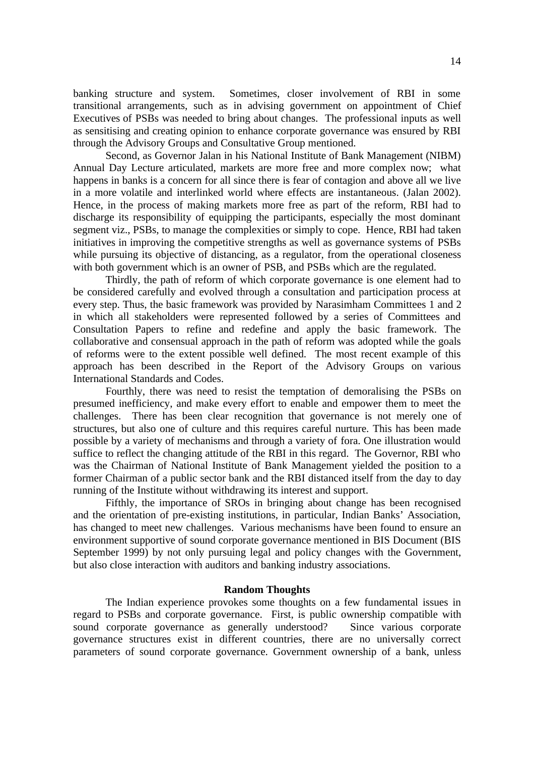banking structure and system. Sometimes, closer involvement of RBI in some transitional arrangements, such as in advising government on appointment of Chief Executives of PSBs was needed to bring about changes. The professional inputs as well as sensitising and creating opinion to enhance corporate governance was ensured by RBI through the Advisory Groups and Consultative Group mentioned.

Second, as Governor Jalan in his National Institute of Bank Management (NIBM) Annual Day Lecture articulated, markets are more free and more complex now; what happens in banks is a concern for all since there is fear of contagion and above all we live in a more volatile and interlinked world where effects are instantaneous. (Jalan 2002). Hence, in the process of making markets more free as part of the reform, RBI had to discharge its responsibility of equipping the participants, especially the most dominant segment viz., PSBs, to manage the complexities or simply to cope. Hence, RBI had taken initiatives in improving the competitive strengths as well as governance systems of PSBs while pursuing its objective of distancing, as a regulator, from the operational closeness with both government which is an owner of PSB, and PSBs which are the regulated.

Thirdly, the path of reform of which corporate governance is one element had to be considered carefully and evolved through a consultation and participation process at every step. Thus, the basic framework was provided by Narasimham Committees 1 and 2 in which all stakeholders were represented followed by a series of Committees and Consultation Papers to refine and redefine and apply the basic framework. The collaborative and consensual approach in the path of reform was adopted while the goals of reforms were to the extent possible well defined. The most recent example of this approach has been described in the Report of the Advisory Groups on various International Standards and Codes.

Fourthly, there was need to resist the temptation of demoralising the PSBs on presumed inefficiency, and make every effort to enable and empower them to meet the challenges. There has been clear recognition that governance is not merely one of structures, but also one of culture and this requires careful nurture. This has been made possible by a variety of mechanisms and through a variety of fora. One illustration would suffice to reflect the changing attitude of the RBI in this regard. The Governor, RBI who was the Chairman of National Institute of Bank Management yielded the position to a former Chairman of a public sector bank and the RBI distanced itself from the day to day running of the Institute without withdrawing its interest and support.

Fifthly, the importance of SROs in bringing about change has been recognised and the orientation of pre-existing institutions, in particular, Indian Banks' Association, has changed to meet new challenges. Various mechanisms have been found to ensure an environment supportive of sound corporate governance mentioned in BIS Document (BIS September 1999) by not only pursuing legal and policy changes with the Government, but also close interaction with auditors and banking industry associations.

## Random Thoughts

The Indian experience provokes some thoughts on a few fundamental issues in regard to PSBs and corporate governance. First, is public ownership compatible with sound corporate governance as generally understood? Since various corporate governance structures exist in different countries, there are no universally correct parameters of sound corporate governance. Government ownership of a bank, unless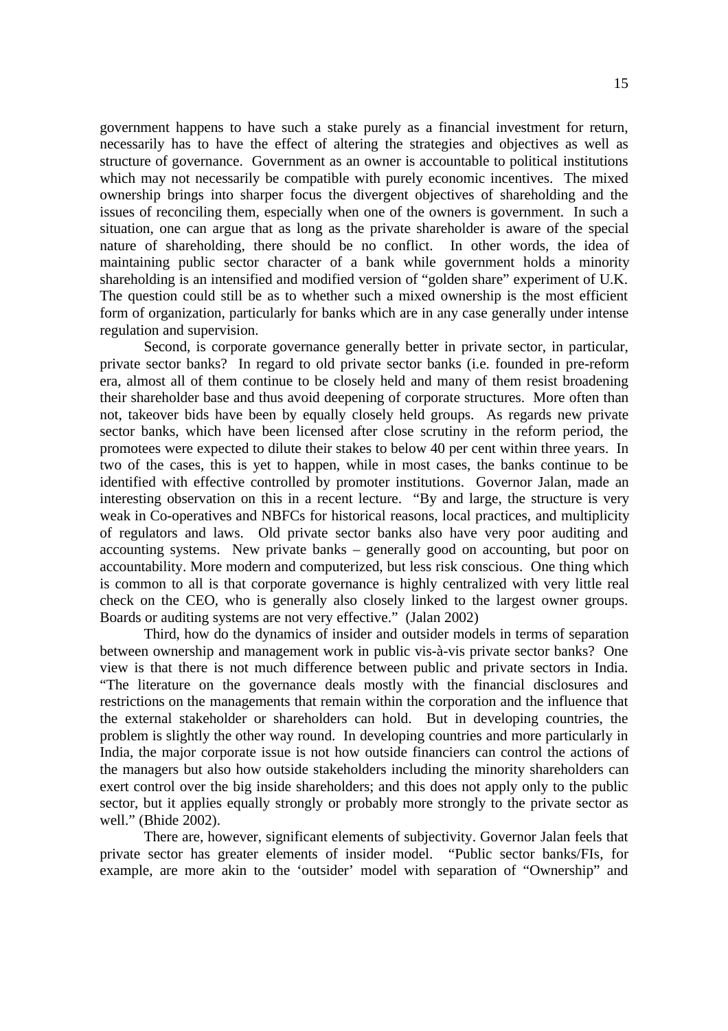government happens to have such a stake purely as a financial investment for return, necessarily has to have the effect of altering the strategies and objectives as well as structure of governance. Government as an owner is accountable to political institutions which may not necessarily be compatible with purely economic incentives. The mixed ownership brings into sharper focus the divergent objectives of shareholding and the issues of reconciling them, especially when one of the owners is government. In such a situation, one can argue that as long as the private shareholder is aware of the special nature of shareholding, there should be no conflict. In other words, the idea of maintaining public sector character of a bank while government holds a minority shareholding is an intensified and modified version of "golden share" experiment of U.K. The question could still be as to whether such a mixed ownership is the most efficient form of organization, particularly for banks which are in any case generally under intense regulation and supervision.

Second, is corporate governance generally better in private sector, in particular, private sector banks? In regard to old private sector banks (i.e. founded in pre-reform era, almost all of them continue to be closely held and many of them resist broadening their shareholder base and thus avoid deepening of corporate structures. More often than not, takeover bids have been by equally closely held groups. As regards new private sector banks, which have been licensed after close scrutiny in the reform period, the promotees were expected to dilute their stakes to below 40 per cent within three years. In two of the cases, this is yet to happen, while in most cases, the banks continue to be identified with effective controlled by promoter institutions. Governor Jalan, made an interesting observation on this in a recent lecture. "By and large, the structure is very weak in Co-operatives and NBFCs for historical reasons, local practices, and multiplicity of regulators and laws. Old private sector banks also have very poor auditing and accounting systems. New private banks – generally good on accounting, but poor on accountability. More modern and computerized, but less risk conscious. One thing which is common to all is that corporate governance is highly centralized with very little real check on the CEO, who is generally also closely linked to the largest owner groups. Boards or auditing systems are not very effective." (Jalan 2002)

Third, how do the dynamics of insider and outsider models in terms of separation between ownership and management work in public vis-à-vis private sector banks? One view is that there is not much difference between public and private sectors in India. "The literature on the governance deals mostly with the financial disclosures and restrictions on the managements that remain within the corporation and the influence that the external stakeholder or shareholders can hold. But in developing countries, the problem is slightly the other way round. In developing countries and more particularly in India, the major corporate issue is not how outside financiers can control the actions of the managers but also how outside stakeholders including the minority shareholders can exert control over the big inside shareholders; and this does not apply only to the public sector, but it applies equally strongly or probably more strongly to the private sector as well." (Bhide 2002).

There are, however, significant elements of subjectivity. Governor Jalan feels that private sector has greater elements of insider model. "Public sector banks/FIs, for example, are more akin to the 'outsider' model with separation of "Ownership" and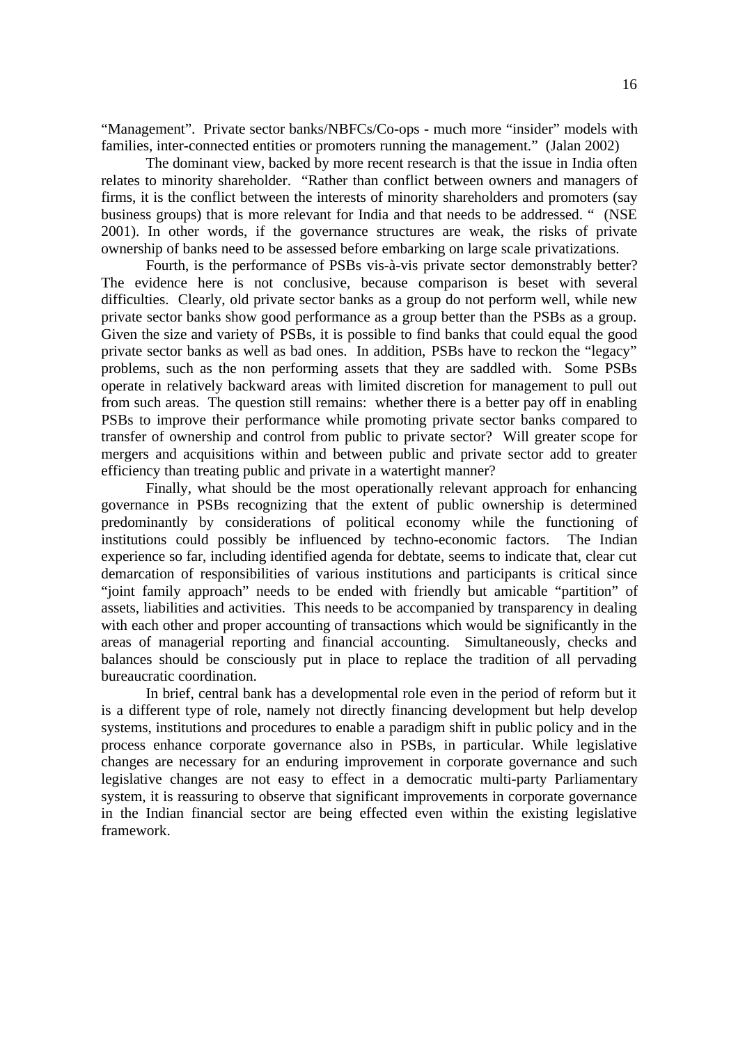"Management". Private sector banks/NBFCs/Co-ops - much more "insider" models with families, inter-connected entities or promoters running the management." (Jalan 2002)

The dominant view, backed by more recent research is that the issue in India often relates to minority shareholder. "Rather than conflict between owners and managers of firms, it is the conflict between the interests of minority shareholders and promoters (say business groups) that is more relevant for India and that needs to be addressed. " (NSE 2001). In other words, if the governance structures are weak, the risks of private ownership of banks need to be assessed before embarking on large scale privatizations.

Fourth, is the performance of PSBs vis-à-vis private sector demonstrably better? The evidence here is not conclusive, because comparison is beset with several difficulties. Clearly, old private sector banks as a group do not perform well, while new private sector banks show good performance as a group better than the PSBs as a group. Given the size and variety of PSBs, it is possible to find banks that could equal the good private sector banks as well as bad ones. In addition, PSBs have to reckon the "legacy" problems, such as the non performing assets that they are saddled with. Some PSBs operate in relatively backward areas with limited discretion for management to pull out from such areas. The question still remains: whether there is a better pay off in enabling PSBs to improve their performance while promoting private sector banks compared to transfer of ownership and control from public to private sector? Will greater scope for mergers and acquisitions within and between public and private sector add to greater efficiency than treating public and private in a watertight manner?

Finally, what should be the most operationally relevant approach for enhancing governance in PSBs recognizing that the extent of public ownership is determined predominantly by considerations of political economy while the functioning of institutions could possibly be influenced by techno-economic factors. The Indian experience so far, including identified agenda for debtate, seems to indicate that, clear cut demarcation of responsibilities of various institutions and participants is critical since "joint family approach" needs to be ended with friendly but amicable "partition" of assets, liabilities and activities. This needs to be accompanied by transparency in dealing with each other and proper accounting of transactions which would be significantly in the areas of managerial reporting and financial accounting. Simultaneously, checks and balances should be consciously put in place to replace the tradition of all pervading bureaucratic coordination.

In brief, central bank has a developmental role even in the period of reform but it is a different type of role, namely not directly financing development but help develop systems, institutions and procedures to enable a paradigm shift in public policy and in the process enhance corporate governance also in PSBs, in particular. While legislative changes are necessary for an enduring improvement in corporate governance and such legislative changes are not easy to effect in a democratic multi-party Parliamentary system, it is reassuring to observe that significant improvements in corporate governance in the Indian financial sector are being effected even within the existing legislative framework.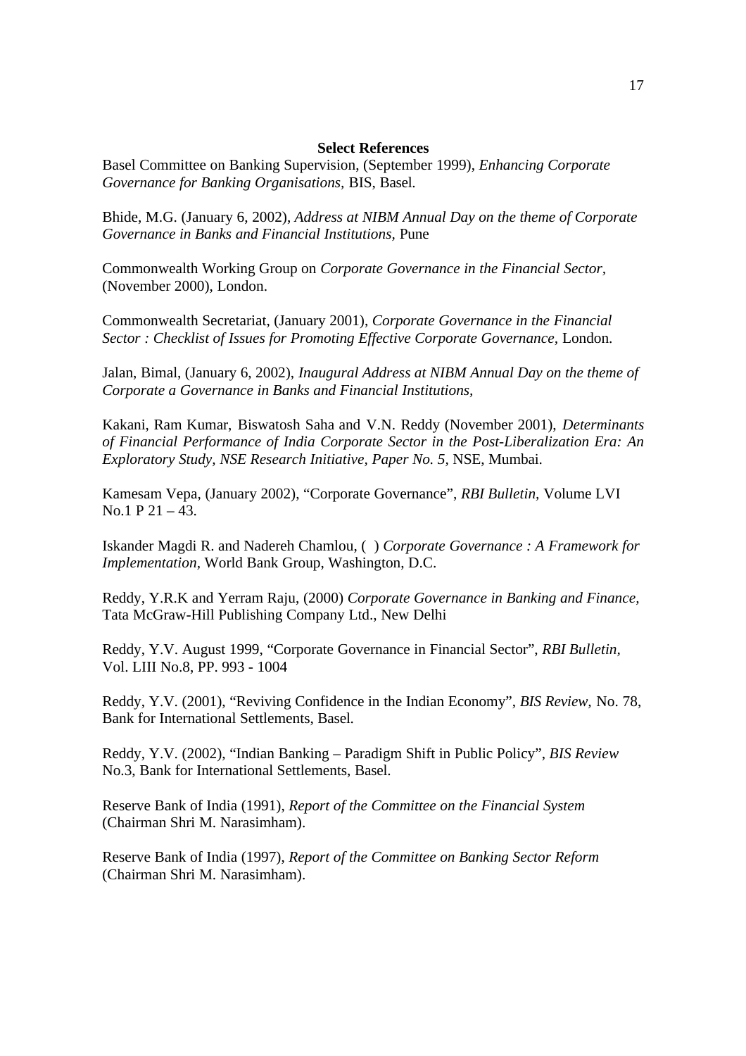## Select References

Basel Committee on Banking Supervision, (September 1999), *Enhancing Corporate Governance for Banking Organisations,* BIS, Basel.

Bhide, M.G. (January 6, 2002), *Address at NIBM Annual Day on the theme of Corporate Governance in Banks and Financial Institutions,* Pune

Commonwealth Working Group on *Corporate Governance in the Financial Sector,* (November 2000), London.

Commonwealth Secretariat, (January 2001), *Corporate Governance in the Financial Sector : Checklist of Issues for Promoting Effective Corporate Governance,* London.

Jalan, Bimal, (January 6, 2002), *Inaugural Address at NIBM Annual Day on the theme of Corporate a Governance in Banks and Financial Institutions,*

Kakani, Ram Kumar, Biswatosh Saha and V.N. Reddy (November 2001), *Determinants of Financial Performance of India Corporate Sector in the Post-Liberalization Era: An Exploratory Study, NSE Research Initiative, Paper No. 5,* NSE, Mumbai.

Kamesam Vepa, (January 2002), "Corporate Governance", *RBI Bulletin,* Volume LVI No.1 P 21 – 43.

Iskander Magdi R. and Nadereh Chamlou, ( ) *Corporate Governance : A Framework for Implementation,* World Bank Group, Washington, D.C.

Reddy, Y.R.K and Yerram Raju, (2000) *Corporate Governance in Banking and Finance,* Tata McGraw-Hill Publishing Company Ltd., New Delhi

Reddy, Y.V. August 1999, "Corporate Governance in Financial Sector", *RBI Bulletin,* Vol. LIII No.8, PP. 993 - 1004

Reddy, Y.V. (2001), "Reviving Confidence in the Indian Economy", *BIS Review,* No. 78, Bank for International Settlements, Basel.

Reddy, Y.V. (2002), "Indian Banking – Paradigm Shift in Public Policy", *BIS Review* No.3, Bank for International Settlements, Basel.

Reserve Bank of India (1991), *Report of the Committee on the Financial System* (Chairman Shri M. Narasimham).

Reserve Bank of India (1997), *Report of the Committee on Banking Sector Reform* (Chairman Shri M. Narasimham).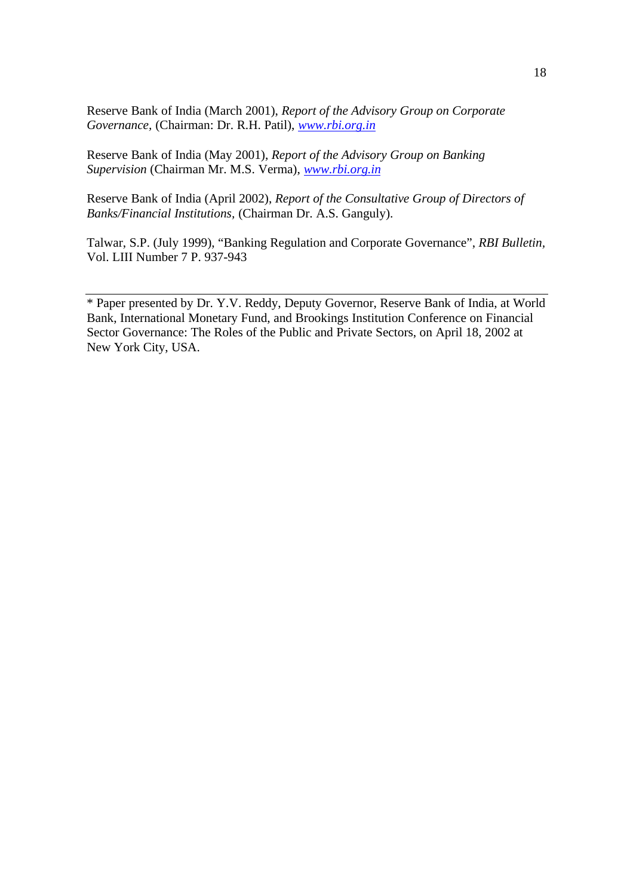Reserve Bank of India (March 2001), *Report of the Advisory Group on Corporate Governance*, (Chairman: Dr. R.H. Patil), *www.rbi.org.in*

Reserve Bank of India (May 2001), *Report of the Advisory Group on Banking Supervision* (Chairman Mr. M.S. Verma), *www.rbi.org.in*

Reserve Bank of India (April 2002), *Report of the Consultative Group of Directors of Banks/Financial Institutions*, (Chairman Dr. A.S. Ganguly).

Talwar, S.P. (July 1999), "Banking Regulation and Corporate Governance", *RBI Bulletin*, Vol. LIII Number 7 P. 937-943

---

\* Paper presented by Dr. Y.V. Reddy, Deputy Governor, Reserve Bank of India, at World Bank, International Monetary Fund, and Brookings Institution Conference on Financial Sector Governance: The Roles of the Public and Private Sectors, on April 18, 2002 at New York City, USA.